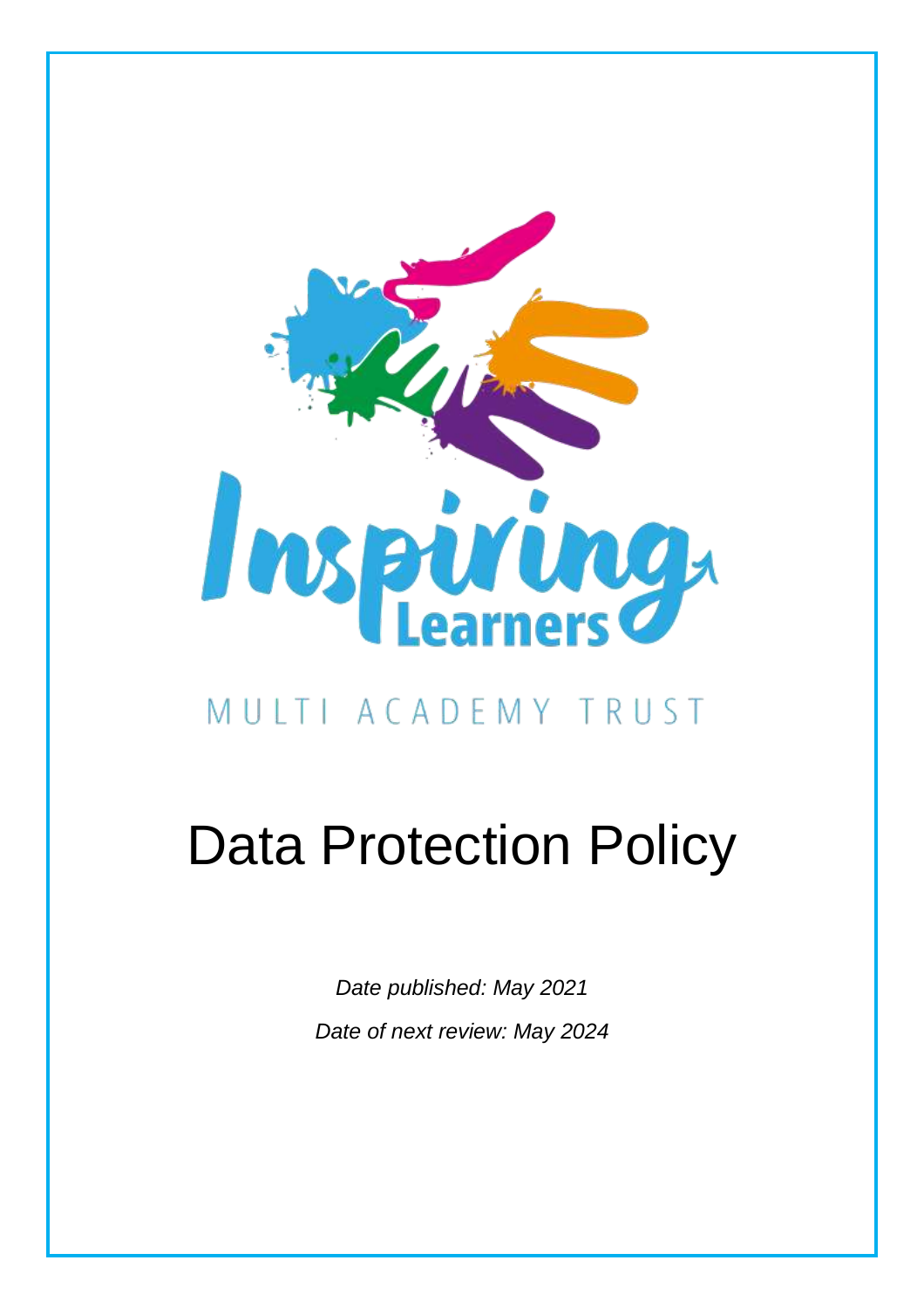Inspiring Learners

MULTI ACADEMY TRUST

# Data Protection Policy

*Date published: May 2021*

*Date of next review: May 2024*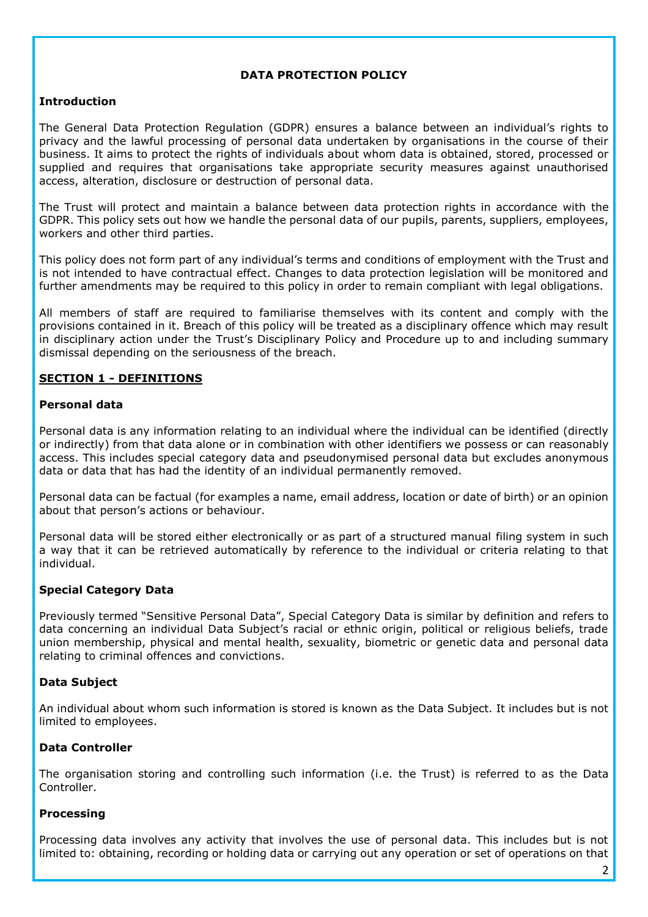# DATA PROTECTION POLICY

## Introduction

The General Data Protection Regulation (GDPR) ensures a balance between an individual's rights to privacy and the lawful processing of personal data undertaken by organisations in the course of their business. It aims to protect the rights of individuals about whom data is obtained, stored, processed or supplied and requires that organisations take appropriate security measures against unauthorised access, alteration, disclosure or destruction of personal data.

The Trust will protect and maintain a balance between data protection rights in accordance with the GDPR. This policy sets out how we handle the personal data of our pupils, parents, suppliers, employees, workers and other third parties.

This policy does not form part of any individual's terms and conditions of employment with the Trust and is not intended to have contractual effect. Changes to data protection legislation will be monitored and further amendments may be required to this policy in order to remain compliant with legal obligations.

All members of staff are required to familiarise themselves with its content and comply with the provisions contained in it. Breach of this policy will be treated as a disciplinary offence which may result in disciplinary action under the Trust's Disciplinary Policy and Procedure up to and including summary dismissal depending on the seriousness of the breach.

## SECTION 1 - DEFINITIONS

### Personal data

Personal data is any information relating to an individual where the individual can be identified (directly or indirectly) from that data alone or in combination with other identifiers we possess or can reasonably access. This includes special category data and pseudonymised personal data but excludes anonymous data or data that has had the identity of an individual permanently removed.

Personal data can be factual (for examples a name, email address, location or date of birth) or an opinion about that person's actions or behaviour.

Personal data will be stored either electronically or as part of a structured manual filing system in such a way that it can be retrieved automatically by reference to the individual or criteria relating to that individual.

### Special Category Data

Previously termed "Sensitive Personal Data", Special Category Data is similar by definition and refers to data concerning an individual Data Subject's racial or ethnic origin, political or religious beliefs, trade union membership, physical and mental health, sexuality, biometric or genetic data and personal data relating to criminal offences and convictions.

### Data Subject

An individual about whom such information is stored is known as the Data Subject. It includes but is not limited to employees.

### Data Controller

The organisation storing and controlling such information (i.e. the Trust) is referred to as the Data Controller.

### Processing

Processing data involves any activity that involves the use of personal data. This includes but is not limited to: obtaining, recording or holding data or carrying out any operation or set of operations on that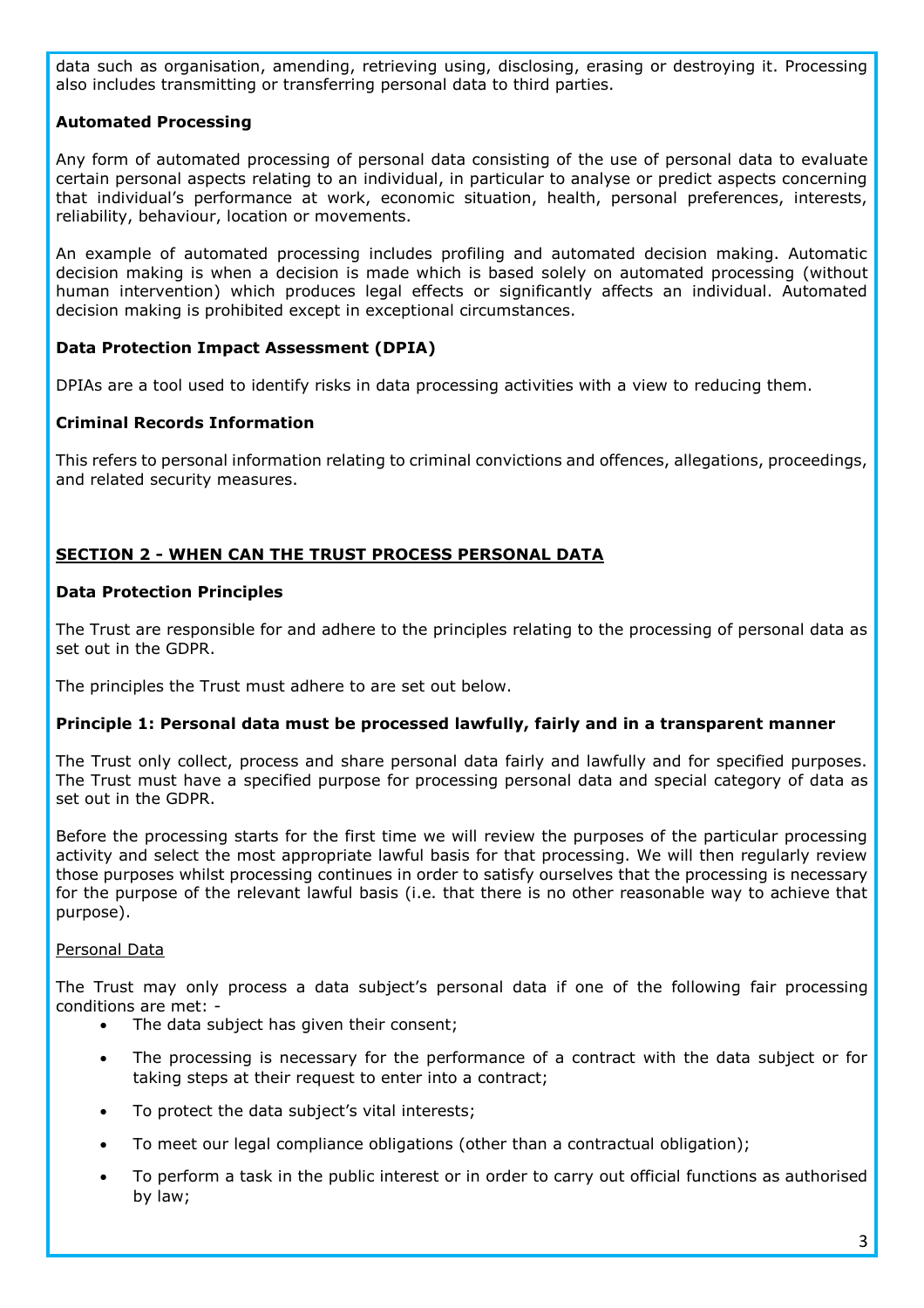data such as organisation, amending, retrieving using, disclosing, erasing or destroying it. Processing also includes transmitting or transferring personal data to third parties.

**Automated Processing**

Any form of automated processing of personal data consisting of the use of personal data to evaluate certain personal aspects relating to an individual, in particular to analyse or predict aspects concerning that individual's performance at work, economic situation, health, personal preferences, interests, reliability, behaviour, location or movements.

An example of automated processing includes profiling and automated decision making. Automatic decision making is when a decision is made which is based solely on automated processing (without human intervention) which produces legal effects or significantly affects an individual. Automated decision making is prohibited except in exceptional circumstances.

**Data Protection Impact Assessment (DPIA)**

DPIAs are a tool used to identify risks in data processing activities with a view to reducing them.

**Criminal Records Information**

This refers to personal information relating to criminal convictions and offences, allegations, proceedings, and related security measures.

## SECTION 2 - WHEN CAN THE TRUST PROCESS PERSONAL DATA

**Data Protection Principles**

The Trust are responsible for and adhere to the principles relating to the processing of personal data as set out in the GDPR.

The principles the Trust must adhere to are set out below.

**Principle 1: Personal data must be processed lawfully, fairly and in a transparent manner**

The Trust only collect, process and share personal data fairly and lawfully and for specified purposes. The Trust must have a specified purpose for processing personal data and special category of data as set out in the GDPR.

Before the processing starts for the first time we will review the purposes of the particular processing activity and select the most appropriate lawful basis for that processing. We will then regularly review those purposes whilst processing continues in order to satisfy ourselves that the processing is necessary for the purpose of the relevant lawful basis (i.e. that there is no other reasonable way to achieve that purpose).

Personal Data

The Trust may only process a data subject's personal data if one of the following fair processing conditions are met: -

- The data subject has given their consent;
- The processing is necessary for the performance of a contract with the data subject or for taking steps at their request to enter into a contract;
- To protect the data subject's vital interests;
- To meet our legal compliance obligations (other than a contractual obligation);
- To perform a task in the public interest or in order to carry out official functions as authorised by law;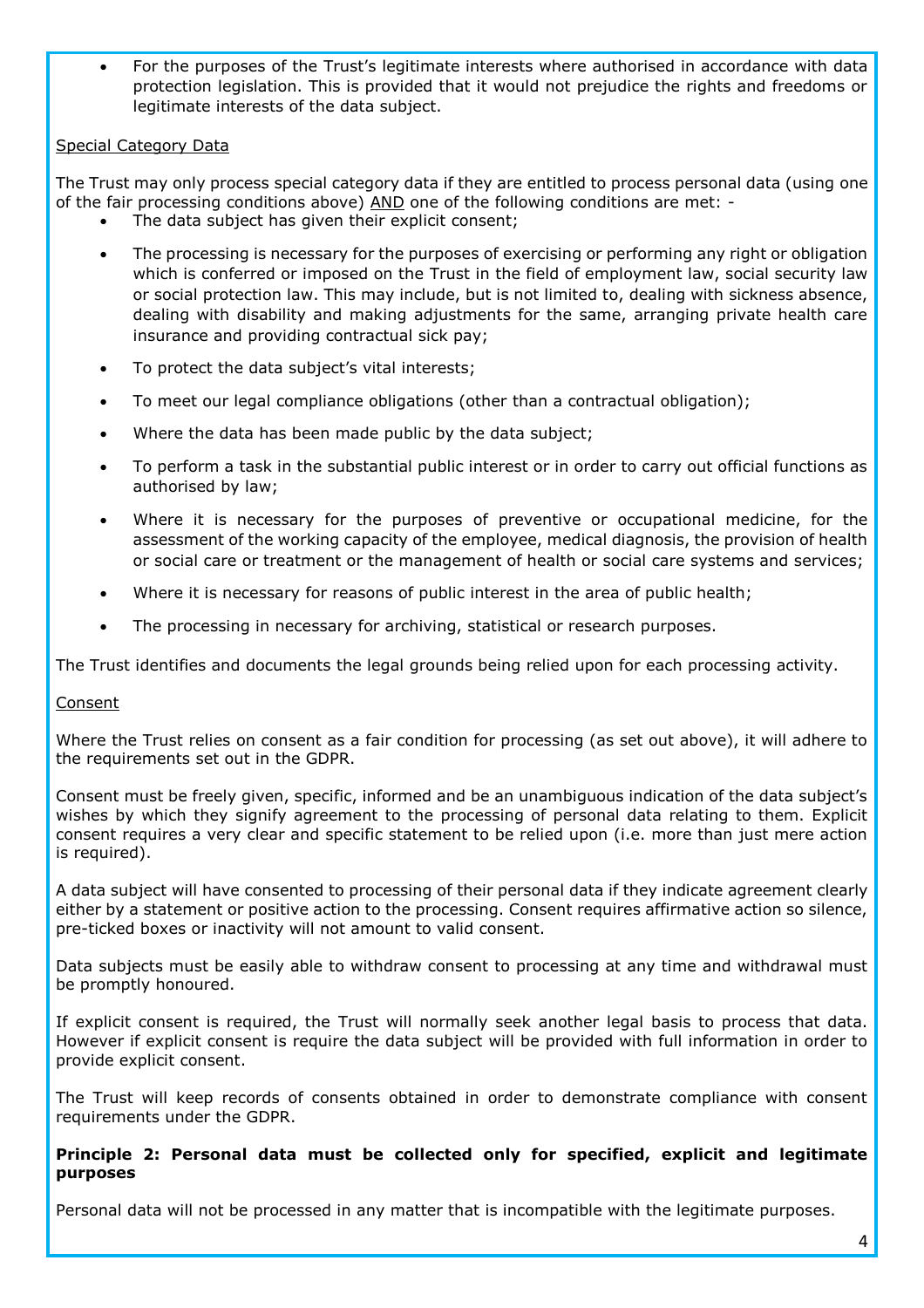- For the purposes of the Trust's legitimate interests where authorised in accordance with data protection legislation. This is provided that it would not prejudice the rights and freedoms or legitimate interests of the data subject.

<u>Special Category Data</u>

The Trust may only process special category data if they are entitled to process personal data (using one of the fair processing conditions above) <u>AND</u> one of the following conditions are met: -

- The data subject has given their explicit consent;
- The processing is necessary for the purposes of exercising or performing any right or obligation which is conferred or imposed on the Trust in the field of employment law, social security law or social protection law. This may include, but is not limited to, dealing with sickness absence, dealing with disability and making adjustments for the same, arranging private health care insurance and providing contractual sick pay;
- To protect the data subject's vital interests;
- To meet our legal compliance obligations (other than a contractual obligation);
- Where the data has been made public by the data subject;
- To perform a task in the substantial public interest or in order to carry out official functions as authorised by law;
- Where it is necessary for the purposes of preventive or occupational medicine, for the assessment of the working capacity of the employee, medical diagnosis, the provision of health or social care or treatment or the management of health or social care systems and services;
- Where it is necessary for reasons of public interest in the area of public health;
- The processing in necessary for archiving, statistical or research purposes.

The Trust identifies and documents the legal grounds being relied upon for each processing activity.

<u>Consent</u>

Where the Trust relies on consent as a fair condition for processing (as set out above), it will adhere to the requirements set out in the GDPR.

Consent must be freely given, specific, informed and be an unambiguous indication of the data subject's wishes by which they signify agreement to the processing of personal data relating to them. Explicit consent requires a very clear and specific statement to be relied upon (i.e. more than just mere action is required).

A data subject will have consented to processing of their personal data if they indicate agreement clearly either by a statement or positive action to the processing. Consent requires affirmative action so silence, pre-ticked boxes or inactivity will not amount to valid consent.

Data subjects must be easily able to withdraw consent to processing at any time and withdrawal must be promptly honoured.

If explicit consent is required, the Trust will normally seek another legal basis to process that data. However if explicit consent is require the data subject will be provided with full information in order to provide explicit consent.

The Trust will keep records of consents obtained in order to demonstrate compliance with consent requirements under the GDPR.

**Principle 2: Personal data must be collected only for specified, explicit and legitimate purposes**

Personal data will not be processed in any matter that is incompatible with the legitimate purposes.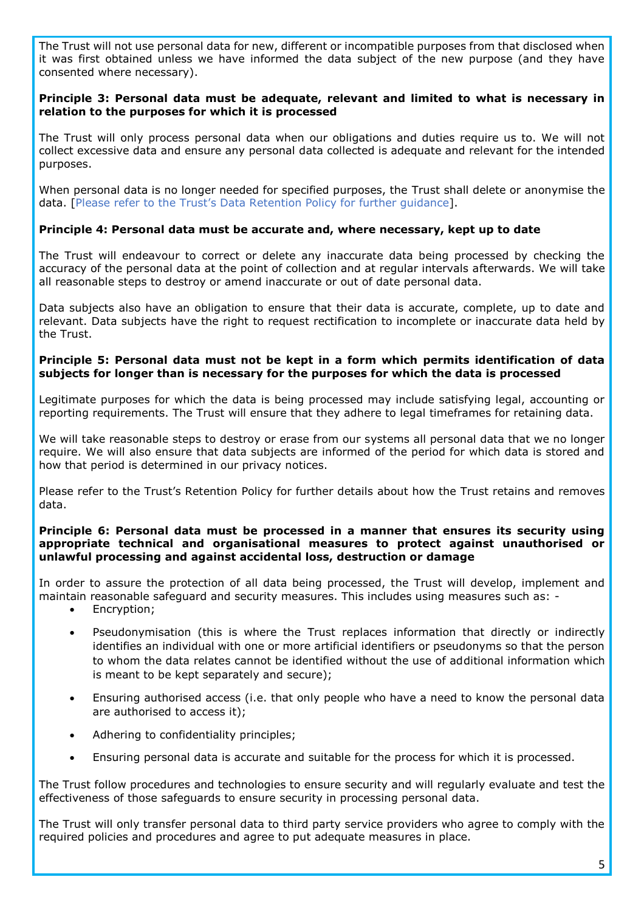The Trust will not use personal data for new, different or incompatible purposes from that disclosed when it was first obtained unless we have informed the data subject of the new purpose (and they have consented where necessary).

**Principle 3: Personal data must be adequate, relevant and limited to what is necessary in relation to the purposes for which it is processed**

The Trust will only process personal data when our obligations and duties require us to. We will not collect excessive data and ensure any personal data collected is adequate and relevant for the intended purposes.

When personal data is no longer needed for specified purposes, the Trust shall delete or anonymise the data. [Please refer to the Trust's Data Retention Policy for further guidance].

**Principle 4: Personal data must be accurate and, where necessary, kept up to date**

The Trust will endeavour to correct or delete any inaccurate data being processed by checking the accuracy of the personal data at the point of collection and at regular intervals afterwards. We will take all reasonable steps to destroy or amend inaccurate or out of date personal data.

Data subjects also have an obligation to ensure that their data is accurate, complete, up to date and relevant. Data subjects have the right to request rectification to incomplete or inaccurate data held by the Trust.

**Principle 5: Personal data must not be kept in a form which permits identification of data subjects for longer than is necessary for the purposes for which the data is processed**

Legitimate purposes for which the data is being processed may include satisfying legal, accounting or reporting requirements. The Trust will ensure that they adhere to legal timeframes for retaining data.

We will take reasonable steps to destroy or erase from our systems all personal data that we no longer require. We will also ensure that data subjects are informed of the period for which data is stored and how that period is determined in our privacy notices.

Please refer to the Trust's Retention Policy for further details about how the Trust retains and removes data.

**Principle 6: Personal data must be processed in a manner that ensures its security using appropriate technical and organisational measures to protect against unauthorised or unlawful processing and against accidental loss, destruction or damage**

In order to assure the protection of all data being processed, the Trust will develop, implement and maintain reasonable safeguard and security measures. This includes using measures such as: -

- Encryption;
- Pseudonymisation (this is where the Trust replaces information that directly or indirectly identifies an individual with one or more artificial identifiers or pseudonyms so that the person to whom the data relates cannot be identified without the use of additional information which is meant to be kept separately and secure);
- Ensuring authorised access (i.e. that only people who have a need to know the personal data are authorised to access it);
- Adhering to confidentiality principles;
- Ensuring personal data is accurate and suitable for the process for which it is processed.

The Trust follow procedures and technologies to ensure security and will regularly evaluate and test the effectiveness of those safeguards to ensure security in processing personal data.

The Trust will only transfer personal data to third party service providers who agree to comply with the required policies and procedures and agree to put adequate measures in place.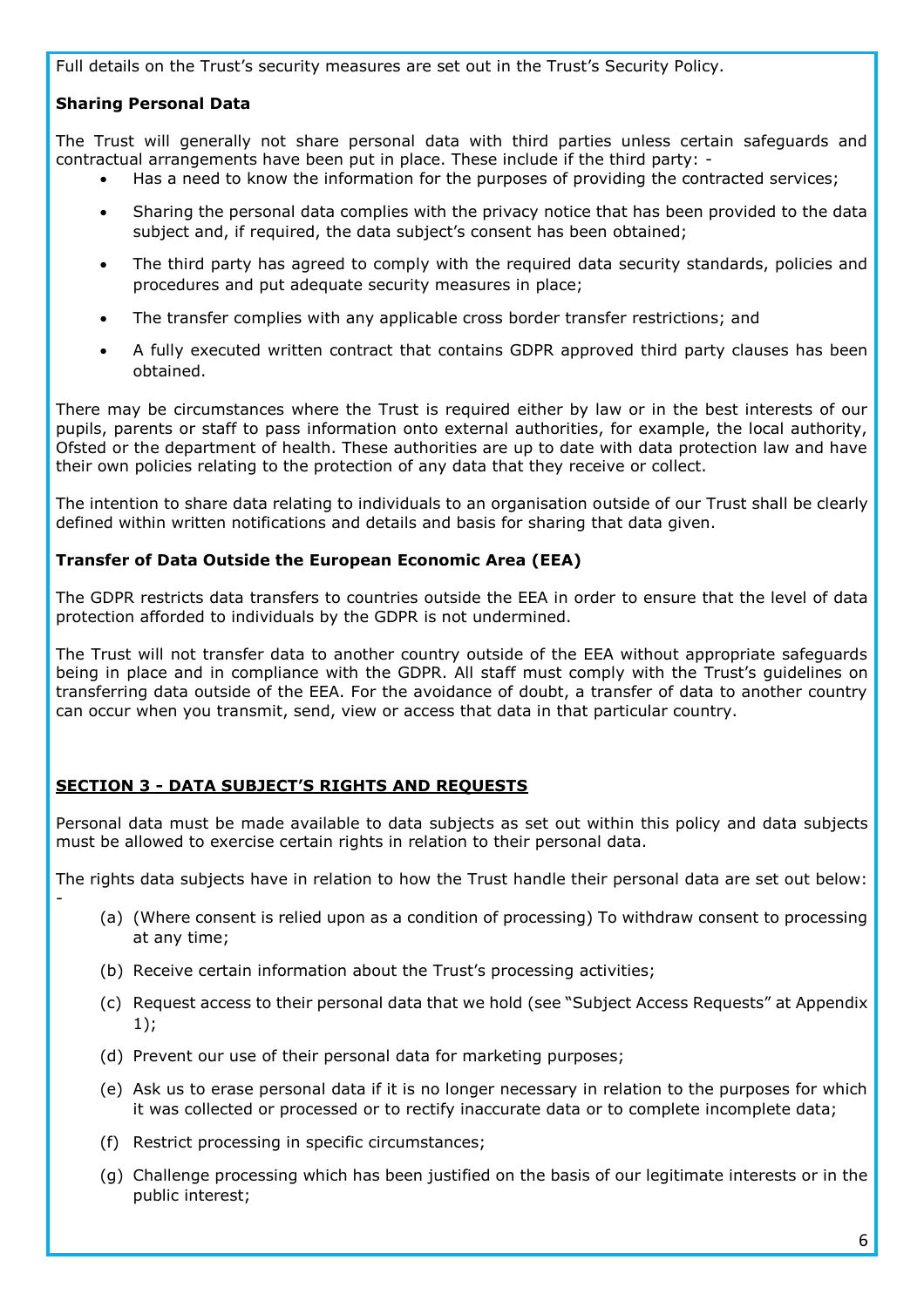Full details on the Trust's security measures are set out in the Trust's Security Policy.

**Sharing Personal Data**

The Trust will generally not share personal data with third parties unless certain safeguards and contractual arrangements have been put in place. These include if the third party: -

- Has a need to know the information for the purposes of providing the contracted services;
- Sharing the personal data complies with the privacy notice that has been provided to the data subject and, if required, the data subject's consent has been obtained;
- The third party has agreed to comply with the required data security standards, policies and procedures and put adequate security measures in place;
- The transfer complies with any applicable cross border transfer restrictions; and
- A fully executed written contract that contains GDPR approved third party clauses has been obtained.

There may be circumstances where the Trust is required either by law or in the best interests of our pupils, parents or staff to pass information onto external authorities, for example, the local authority, Ofsted or the department of health. These authorities are up to date with data protection law and have their own policies relating to the protection of any data that they receive or collect.

The intention to share data relating to individuals to an organisation outside of our Trust shall be clearly defined within written notifications and details and basis for sharing that data given.

**Transfer of Data Outside the European Economic Area (EEA)**

The GDPR restricts data transfers to countries outside the EEA in order to ensure that the level of data protection afforded to individuals by the GDPR is not undermined.

The Trust will not transfer data to another country outside of the EEA without appropriate safeguards being in place and in compliance with the GDPR. All staff must comply with the Trust's guidelines on transferring data outside of the EEA. For the avoidance of doubt, a transfer of data to another country can occur when you transmit, send, view or access that data in that particular country.

## SECTION 3 - DATA SUBJECT'S RIGHTS AND REQUESTS

Personal data must be made available to data subjects as set out within this policy and data subjects must be allowed to exercise certain rights in relation to their personal data.

The rights data subjects have in relation to how the Trust handle their personal data are set out below: -

(a) (Where consent is relied upon as a condition of processing) To withdraw consent to processing at any time;

(b) Receive certain information about the Trust's processing activities;

(c) Request access to their personal data that we hold (see "Subject Access Requests" at Appendix 1);

(d) Prevent our use of their personal data for marketing purposes;

(e) Ask us to erase personal data if it is no longer necessary in relation to the purposes for which it was collected or processed or to rectify inaccurate data or to complete incomplete data;

(f) Restrict processing in specific circumstances;

(g) Challenge processing which has been justified on the basis of our legitimate interests or in the public interest;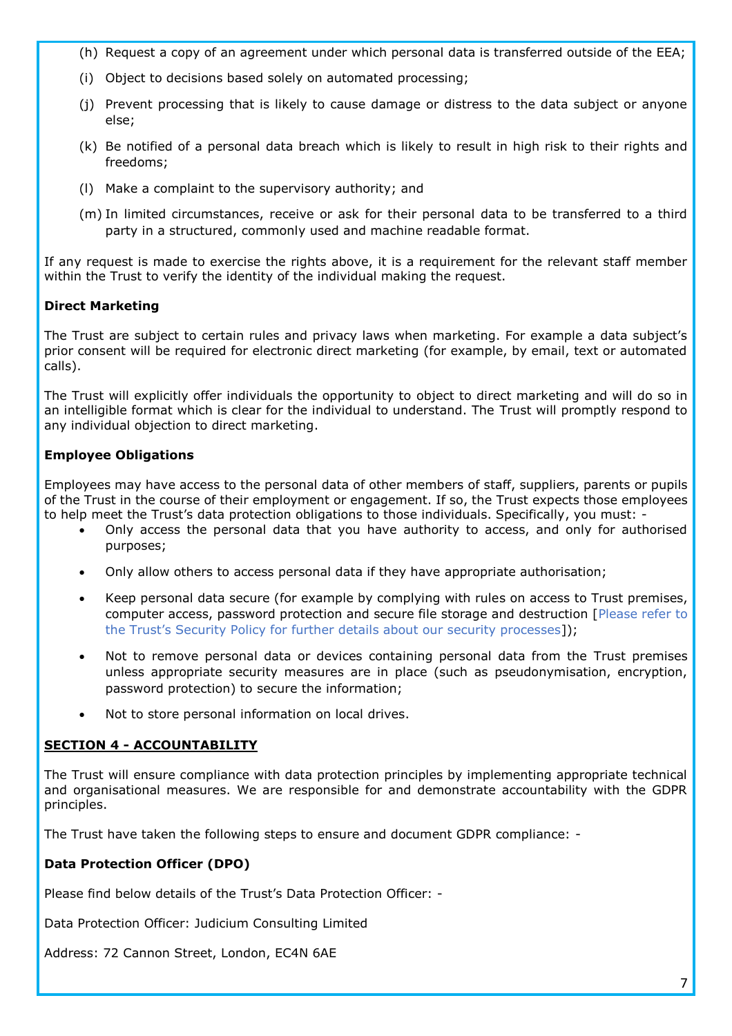(h) Request a copy of an agreement under which personal data is transferred outside of the EEA;

(i) Object to decisions based solely on automated processing;

(j) Prevent processing that is likely to cause damage or distress to the data subject or anyone else;

(k) Be notified of a personal data breach which is likely to result in high risk to their rights and freedoms;

(l) Make a complaint to the supervisory authority; and

(m) In limited circumstances, receive or ask for their personal data to be transferred to a third party in a structured, commonly used and machine readable format.

If any request is made to exercise the rights above, it is a requirement for the relevant staff member within the Trust to verify the identity of the individual making the request.

**Direct Marketing**

The Trust are subject to certain rules and privacy laws when marketing. For example a data subject's prior consent will be required for electronic direct marketing (for example, by email, text or automated calls).

The Trust will explicitly offer individuals the opportunity to object to direct marketing and will do so in an intelligible format which is clear for the individual to understand. The Trust will promptly respond to any individual objection to direct marketing.

**Employee Obligations**

Employees may have access to the personal data of other members of staff, suppliers, parents or pupils of the Trust in the course of their employment or engagement. If so, the Trust expects those employees to help meet the Trust's data protection obligations to those individuals. Specifically, you must: -

- Only access the personal data that you have authority to access, and only for authorised purposes;
- Only allow others to access personal data if they have appropriate authorisation;
- Keep personal data secure (for example by complying with rules on access to Trust premises, computer access, password protection and secure file storage and destruction [Please refer to the Trust's Security Policy for further details about our security processes]);
- Not to remove personal data or devices containing personal data from the Trust premises unless appropriate security measures are in place (such as pseudonymisation, encryption, password protection) to secure the information;
- Not to store personal information on local drives.

## SECTION 4 - ACCOUNTABILITY

The Trust will ensure compliance with data protection principles by implementing appropriate technical and organisational measures. We are responsible for and demonstrate accountability with the GDPR principles.

The Trust have taken the following steps to ensure and document GDPR compliance: -

**Data Protection Officer (DPO)**

Please find below details of the Trust's Data Protection Officer: -

Data Protection Officer: Judicium Consulting Limited

Address: 72 Cannon Street, London, EC4N 6AE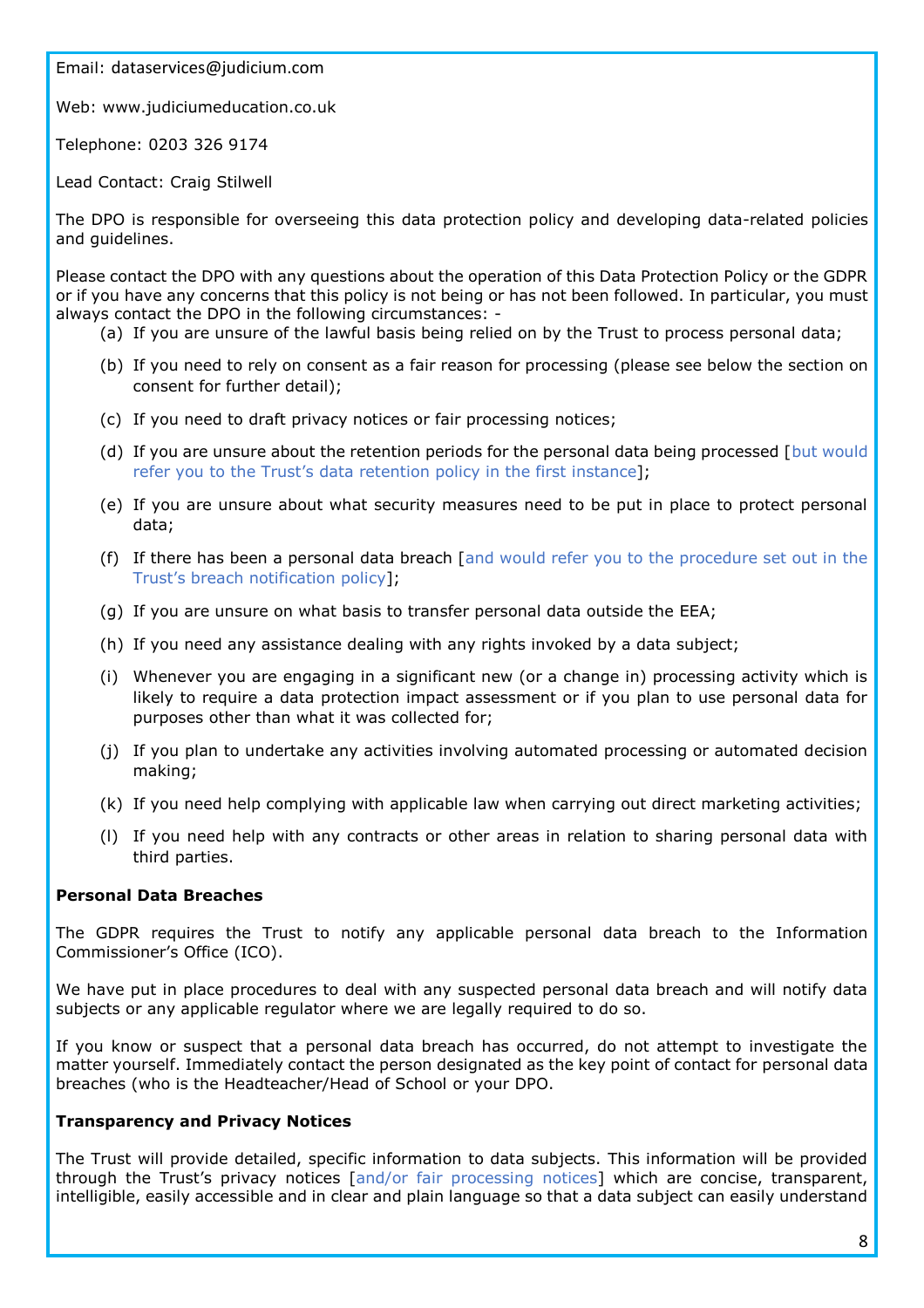Email: dataservices@judicium.com

Web: www.judiciumeducation.co.uk

Telephone: 0203 326 9174

Lead Contact: Craig Stilwell

The DPO is responsible for overseeing this data protection policy and developing data-related policies and guidelines.

Please contact the DPO with any questions about the operation of this Data Protection Policy or the GDPR or if you have any concerns that this policy is not being or has not been followed. In particular, you must always contact the DPO in the following circumstances: -

(a) If you are unsure of the lawful basis being relied on by the Trust to process personal data;

(b) If you need to rely on consent as a fair reason for processing (please see below the section on consent for further detail);

(c) If you need to draft privacy notices or fair processing notices;

(d) If you are unsure about the retention periods for the personal data being processed [but would refer you to the Trust's data retention policy in the first instance];

(e) If you are unsure about what security measures need to be put in place to protect personal data;

(f) If there has been a personal data breach [and would refer you to the procedure set out in the Trust's breach notification policy];

(g) If you are unsure on what basis to transfer personal data outside the EEA;

(h) If you need any assistance dealing with any rights invoked by a data subject;

(i) Whenever you are engaging in a significant new (or a change in) processing activity which is likely to require a data protection impact assessment or if you plan to use personal data for purposes other than what it was collected for;

(j) If you plan to undertake any activities involving automated processing or automated decision making;

(k) If you need help complying with applicable law when carrying out direct marketing activities;

(l) If you need help with any contracts or other areas in relation to sharing personal data with third parties.

**Personal Data Breaches**

The GDPR requires the Trust to notify any applicable personal data breach to the Information Commissioner's Office (ICO).

We have put in place procedures to deal with any suspected personal data breach and will notify data subjects or any applicable regulator where we are legally required to do so.

If you know or suspect that a personal data breach has occurred, do not attempt to investigate the matter yourself. Immediately contact the person designated as the key point of contact for personal data breaches (who is the Headteacher/Head of School or your DPO.

**Transparency and Privacy Notices**

The Trust will provide detailed, specific information to data subjects. This information will be provided through the Trust's privacy notices [and/or fair processing notices] which are concise, transparent, intelligible, easily accessible and in clear and plain language so that a data subject can easily understand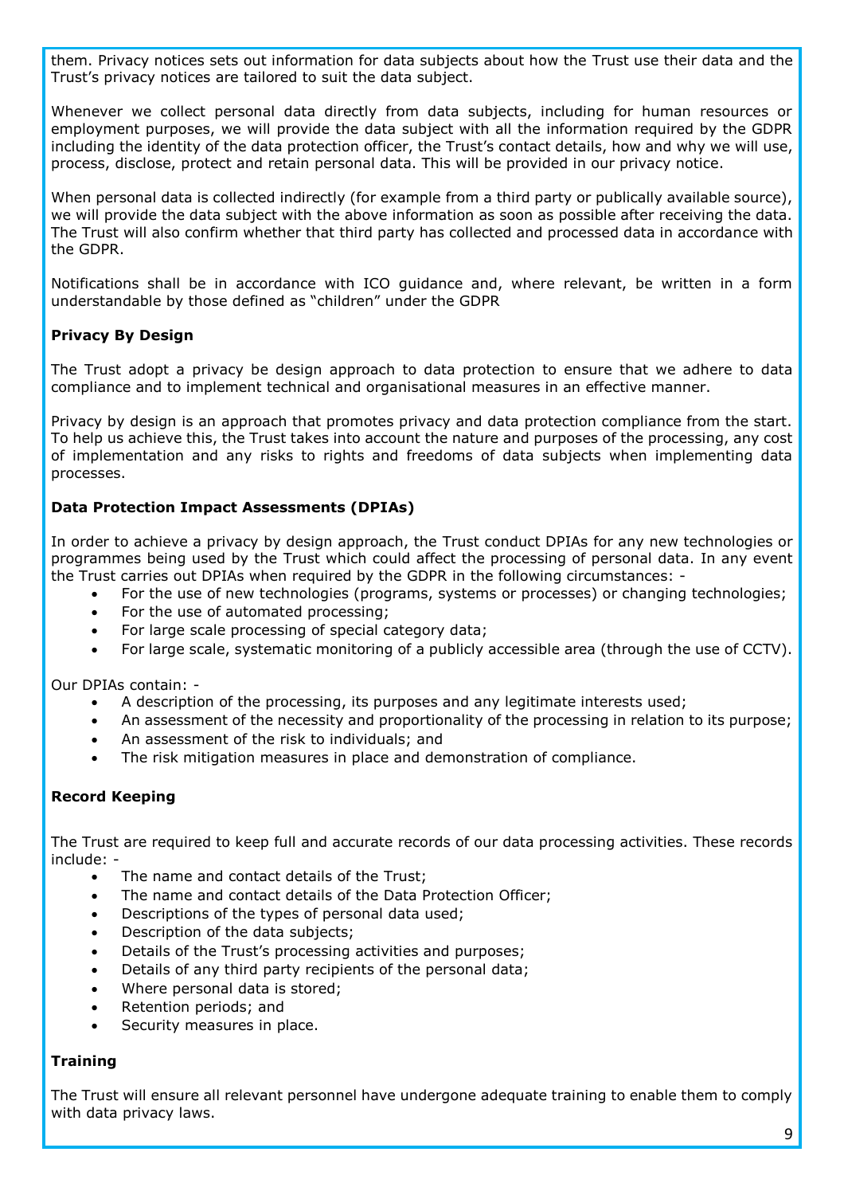them. Privacy notices sets out information for data subjects about how the Trust use their data and the Trust's privacy notices are tailored to suit the data subject.

Whenever we collect personal data directly from data subjects, including for human resources or employment purposes, we will provide the data subject with all the information required by the GDPR including the identity of the data protection officer, the Trust's contact details, how and why we will use, process, disclose, protect and retain personal data. This will be provided in our privacy notice.

When personal data is collected indirectly (for example from a third party or publically available source), we will provide the data subject with the above information as soon as possible after receiving the data. The Trust will also confirm whether that third party has collected and processed data in accordance with the GDPR.

Notifications shall be in accordance with ICO guidance and, where relevant, be written in a form understandable by those defined as "children" under the GDPR

**Privacy By Design**

The Trust adopt a privacy be design approach to data protection to ensure that we adhere to data compliance and to implement technical and organisational measures in an effective manner.

Privacy by design is an approach that promotes privacy and data protection compliance from the start. To help us achieve this, the Trust takes into account the nature and purposes of the processing, any cost of implementation and any risks to rights and freedoms of data subjects when implementing data processes.

**Data Protection Impact Assessments (DPIAs)**

In order to achieve a privacy by design approach, the Trust conduct DPIAs for any new technologies or programmes being used by the Trust which could affect the processing of personal data. In any event the Trust carries out DPIAs when required by the GDPR in the following circumstances: -

- For the use of new technologies (programs, systems or processes) or changing technologies;
- For the use of automated processing;
- For large scale processing of special category data;
- For large scale, systematic monitoring of a publicly accessible area (through the use of CCTV).

Our DPIAs contain: -

- A description of the processing, its purposes and any legitimate interests used;
- An assessment of the necessity and proportionality of the processing in relation to its purpose;
- An assessment of the risk to individuals; and
- The risk mitigation measures in place and demonstration of compliance.

**Record Keeping**

The Trust are required to keep full and accurate records of our data processing activities. These records include: -

- The name and contact details of the Trust;
- The name and contact details of the Data Protection Officer;
- Descriptions of the types of personal data used;
- Description of the data subjects;
- Details of the Trust's processing activities and purposes;
- Details of any third party recipients of the personal data;
- Where personal data is stored;
- Retention periods; and
- Security measures in place.

**Training**

The Trust will ensure all relevant personnel have undergone adequate training to enable them to comply with data privacy laws.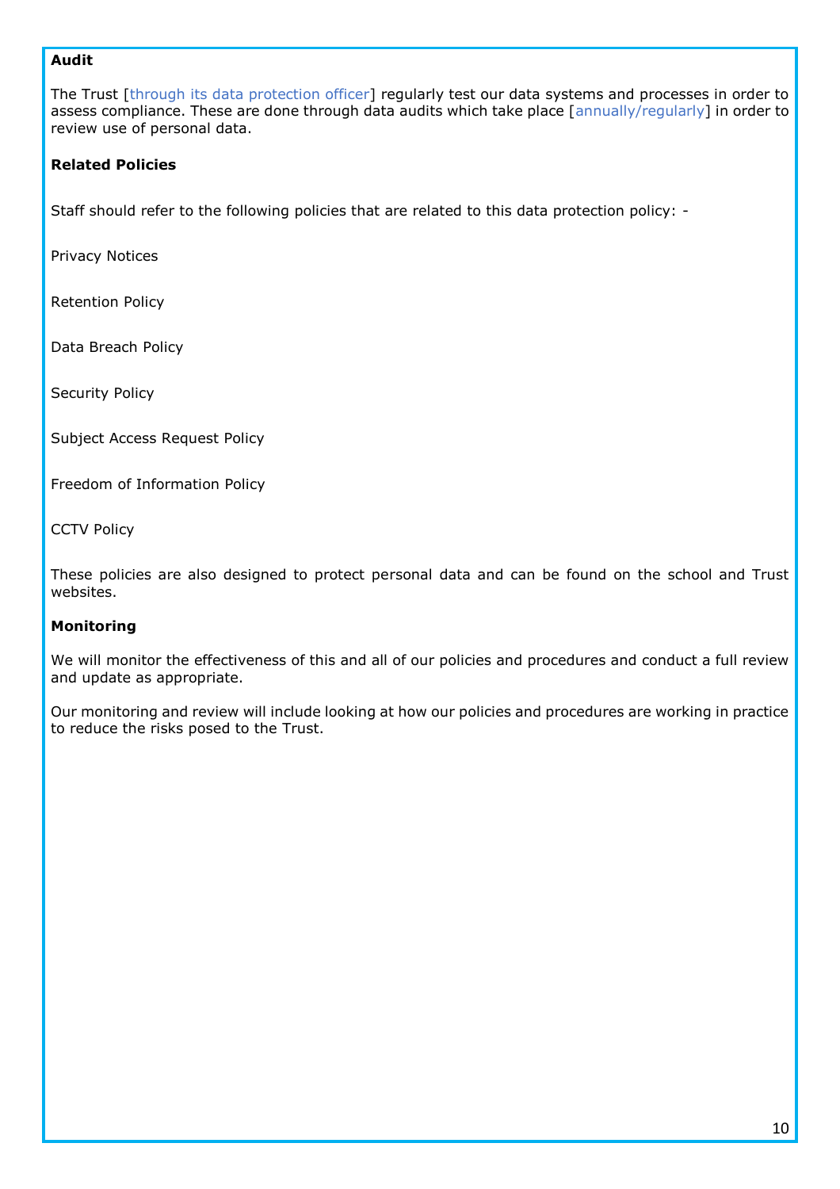**Audit**

The Trust [through its data protection officer] regularly test our data systems and processes in order to assess compliance. These are done through data audits which take place [annually/regularly] in order to review use of personal data.

**Related Policies**

Staff should refer to the following policies that are related to this data protection policy: -

Privacy Notices

Retention Policy

Data Breach Policy

Security Policy

Subject Access Request Policy

Freedom of Information Policy

CCTV Policy

These policies are also designed to protect personal data and can be found on the school and Trust websites.

**Monitoring**

We will monitor the effectiveness of this and all of our policies and procedures and conduct a full review and update as appropriate.

Our monitoring and review will include looking at how our policies and procedures are working in practice to reduce the risks posed to the Trust.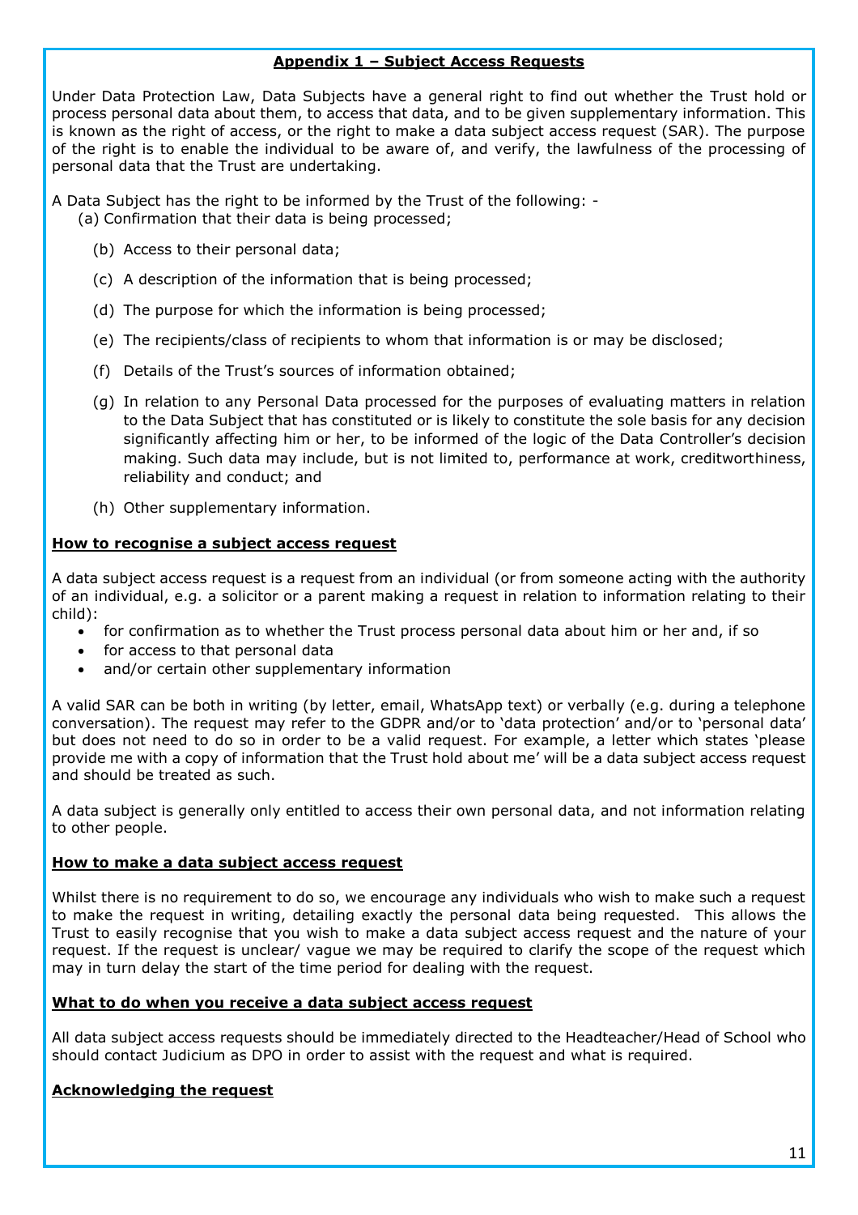## Appendix 1 – Subject Access Requests

Under Data Protection Law, Data Subjects have a general right to find out whether the Trust hold or process personal data about them, to access that data, and to be given supplementary information. This is known as the right of access, or the right to make a data subject access request (SAR). The purpose of the right is to enable the individual to be aware of, and verify, the lawfulness of the processing of personal data that the Trust are undertaking.

A Data Subject has the right to be informed by the Trust of the following: -

(a) Confirmation that their data is being processed;

(b) Access to their personal data;

(c) A description of the information that is being processed;

(d) The purpose for which the information is being processed;

(e) The recipients/class of recipients to whom that information is or may be disclosed;

(f) Details of the Trust's sources of information obtained;

(g) In relation to any Personal Data processed for the purposes of evaluating matters in relation to the Data Subject that has constituted or is likely to constitute the sole basis for any decision significantly affecting him or her, to be informed of the logic of the Data Controller's decision making. Such data may include, but is not limited to, performance at work, creditworthiness, reliability and conduct; and

(h) Other supplementary information.

### How to recognise a subject access request

A data subject access request is a request from an individual (or from someone acting with the authority of an individual, e.g. a solicitor or a parent making a request in relation to information relating to their child):

- for confirmation as to whether the Trust process personal data about him or her and, if so
- for access to that personal data
- and/or certain other supplementary information

A valid SAR can be both in writing (by letter, email, WhatsApp text) or verbally (e.g. during a telephone conversation). The request may refer to the GDPR and/or to 'data protection' and/or to 'personal data' but does not need to do so in order to be a valid request. For example, a letter which states 'please provide me with a copy of information that the Trust hold about me' will be a data subject access request and should be treated as such.

A data subject is generally only entitled to access their own personal data, and not information relating to other people.

### How to make a data subject access request

Whilst there is no requirement to do so, we encourage any individuals who wish to make such a request to make the request in writing, detailing exactly the personal data being requested. This allows the Trust to easily recognise that you wish to make a data subject access request and the nature of your request. If the request is unclear/ vague we may be required to clarify the scope of the request which may in turn delay the start of the time period for dealing with the request.

### What to do when you receive a data subject access request

All data subject access requests should be immediately directed to the Headteacher/Head of School who should contact Judicium as DPO in order to assist with the request and what is required.

### Acknowledging the request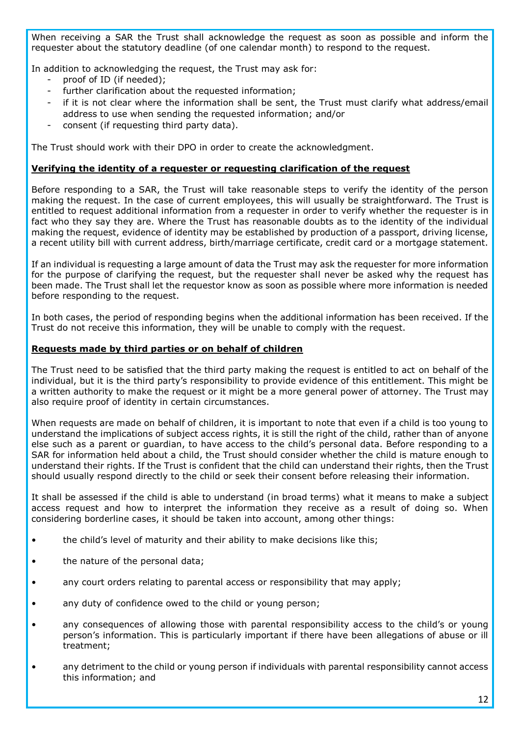When receiving a SAR the Trust shall acknowledge the request as soon as possible and inform the requester about the statutory deadline (of one calendar month) to respond to the request.

In addition to acknowledging the request, the Trust may ask for:

- proof of ID (if needed);
- further clarification about the requested information;
- if it is not clear where the information shall be sent, the Trust must clarify what address/email address to use when sending the requested information; and/or
- consent (if requesting third party data).

The Trust should work with their DPO in order to create the acknowledgment.

**Verifying the identity of a requester or requesting clarification of the request**

Before responding to a SAR, the Trust will take reasonable steps to verify the identity of the person making the request. In the case of current employees, this will usually be straightforward. The Trust is entitled to request additional information from a requester in order to verify whether the requester is in fact who they say they are. Where the Trust has reasonable doubts as to the identity of the individual making the request, evidence of identity may be established by production of a passport, driving license, a recent utility bill with current address, birth/marriage certificate, credit card or a mortgage statement.

If an individual is requesting a large amount of data the Trust may ask the requester for more information for the purpose of clarifying the request, but the requester shall never be asked why the request has been made. The Trust shall let the requestor know as soon as possible where more information is needed before responding to the request.

In both cases, the period of responding begins when the additional information has been received. If the Trust do not receive this information, they will be unable to comply with the request.

**Requests made by third parties or on behalf of children**

The Trust need to be satisfied that the third party making the request is entitled to act on behalf of the individual, but it is the third party's responsibility to provide evidence of this entitlement. This might be a written authority to make the request or it might be a more general power of attorney. The Trust may also require proof of identity in certain circumstances.

When requests are made on behalf of children, it is important to note that even if a child is too young to understand the implications of subject access rights, it is still the right of the child, rather than of anyone else such as a parent or guardian, to have access to the child's personal data. Before responding to a SAR for information held about a child, the Trust should consider whether the child is mature enough to understand their rights. If the Trust is confident that the child can understand their rights, then the Trust should usually respond directly to the child or seek their consent before releasing their information.

It shall be assessed if the child is able to understand (in broad terms) what it means to make a subject access request and how to interpret the information they receive as a result of doing so. When considering borderline cases, it should be taken into account, among other things:

- the child's level of maturity and their ability to make decisions like this;
- the nature of the personal data;
- any court orders relating to parental access or responsibility that may apply;
- any duty of confidence owed to the child or young person;
- any consequences of allowing those with parental responsibility access to the child's or young person's information. This is particularly important if there have been allegations of abuse or ill treatment;
- any detriment to the child or young person if individuals with parental responsibility cannot access this information; and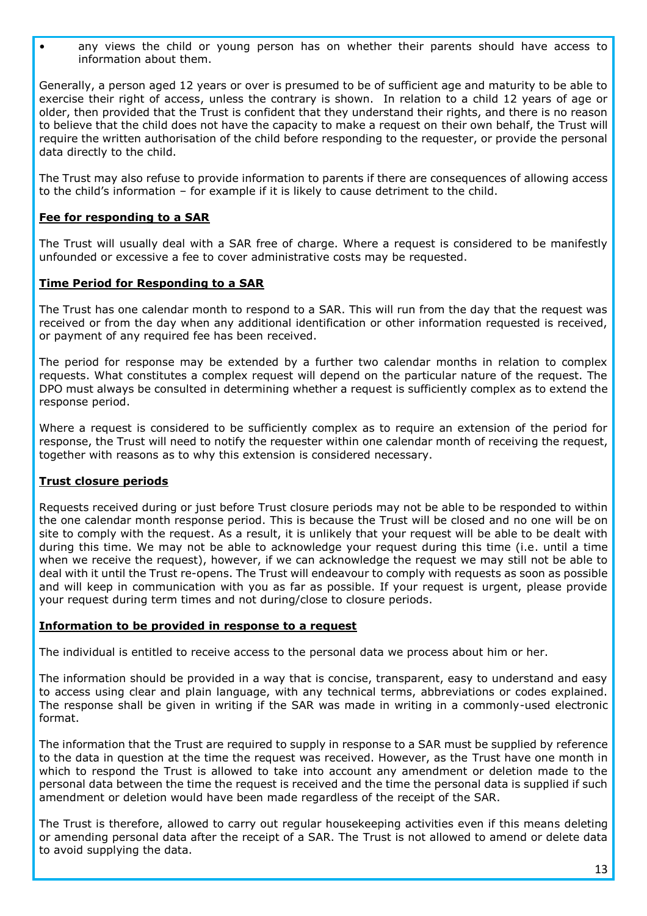- any views the child or young person has on whether their parents should have access to information about them.

Generally, a person aged 12 years or over is presumed to be of sufficient age and maturity to be able to exercise their right of access, unless the contrary is shown. In relation to a child 12 years of age or older, then provided that the Trust is confident that they understand their rights, and there is no reason to believe that the child does not have the capacity to make a request on their own behalf, the Trust will require the written authorisation of the child before responding to the requester, or provide the personal data directly to the child.

The Trust may also refuse to provide information to parents if there are consequences of allowing access to the child's information – for example if it is likely to cause detriment to the child.

**Fee for responding to a SAR**

The Trust will usually deal with a SAR free of charge. Where a request is considered to be manifestly unfounded or excessive a fee to cover administrative costs may be requested.

**Time Period for Responding to a SAR**

The Trust has one calendar month to respond to a SAR. This will run from the day that the request was received or from the day when any additional identification or other information requested is received, or payment of any required fee has been received.

The period for response may be extended by a further two calendar months in relation to complex requests. What constitutes a complex request will depend on the particular nature of the request. The DPO must always be consulted in determining whether a request is sufficiently complex as to extend the response period.

Where a request is considered to be sufficiently complex as to require an extension of the period for response, the Trust will need to notify the requester within one calendar month of receiving the request, together with reasons as to why this extension is considered necessary.

**Trust closure periods**

Requests received during or just before Trust closure periods may not be able to be responded to within the one calendar month response period. This is because the Trust will be closed and no one will be on site to comply with the request. As a result, it is unlikely that your request will be able to be dealt with during this time. We may not be able to acknowledge your request during this time (i.e. until a time when we receive the request), however, if we can acknowledge the request we may still not be able to deal with it until the Trust re-opens. The Trust will endeavour to comply with requests as soon as possible and will keep in communication with you as far as possible. If your request is urgent, please provide your request during term times and not during/close to closure periods.

**Information to be provided in response to a request**

The individual is entitled to receive access to the personal data we process about him or her.

The information should be provided in a way that is concise, transparent, easy to understand and easy to access using clear and plain language, with any technical terms, abbreviations or codes explained. The response shall be given in writing if the SAR was made in writing in a commonly-used electronic format.

The information that the Trust are required to supply in response to a SAR must be supplied by reference to the data in question at the time the request was received. However, as the Trust have one month in which to respond the Trust is allowed to take into account any amendment or deletion made to the personal data between the time the request is received and the time the personal data is supplied if such amendment or deletion would have been made regardless of the receipt of the SAR.

The Trust is therefore, allowed to carry out regular housekeeping activities even if this means deleting or amending personal data after the receipt of a SAR. The Trust is not allowed to amend or delete data to avoid supplying the data.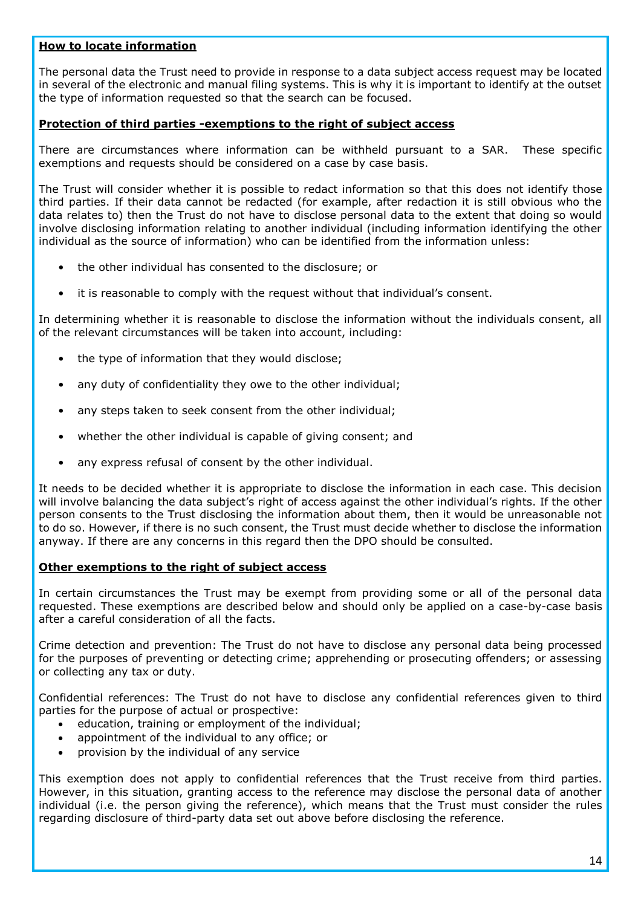**How to locate information**

The personal data the Trust need to provide in response to a data subject access request may be located in several of the electronic and manual filing systems. This is why it is important to identify at the outset the type of information requested so that the search can be focused.

**Protection of third parties -exemptions to the right of subject access**

There are circumstances where information can be withheld pursuant to a SAR. These specific exemptions and requests should be considered on a case by case basis.

The Trust will consider whether it is possible to redact information so that this does not identify those third parties. If their data cannot be redacted (for example, after redaction it is still obvious who the data relates to) then the Trust do not have to disclose personal data to the extent that doing so would involve disclosing information relating to another individual (including information identifying the other individual as the source of information) who can be identified from the information unless:

- the other individual has consented to the disclosure; or
- it is reasonable to comply with the request without that individual's consent.

In determining whether it is reasonable to disclose the information without the individuals consent, all of the relevant circumstances will be taken into account, including:

- the type of information that they would disclose;
- any duty of confidentiality they owe to the other individual;
- any steps taken to seek consent from the other individual;
- whether the other individual is capable of giving consent; and
- any express refusal of consent by the other individual.

It needs to be decided whether it is appropriate to disclose the information in each case. This decision will involve balancing the data subject's right of access against the other individual's rights. If the other person consents to the Trust disclosing the information about them, then it would be unreasonable not to do so. However, if there is no such consent, the Trust must decide whether to disclose the information anyway. If there are any concerns in this regard then the DPO should be consulted.

**Other exemptions to the right of subject access**

In certain circumstances the Trust may be exempt from providing some or all of the personal data requested. These exemptions are described below and should only be applied on a case-by-case basis after a careful consideration of all the facts.

Crime detection and prevention: The Trust do not have to disclose any personal data being processed for the purposes of preventing or detecting crime; apprehending or prosecuting offenders; or assessing or collecting any tax or duty.

Confidential references: The Trust do not have to disclose any confidential references given to third parties for the purpose of actual or prospective:

- education, training or employment of the individual;
- appointment of the individual to any office; or
- provision by the individual of any service

This exemption does not apply to confidential references that the Trust receive from third parties. However, in this situation, granting access to the reference may disclose the personal data of another individual (i.e. the person giving the reference), which means that the Trust must consider the rules regarding disclosure of third-party data set out above before disclosing the reference.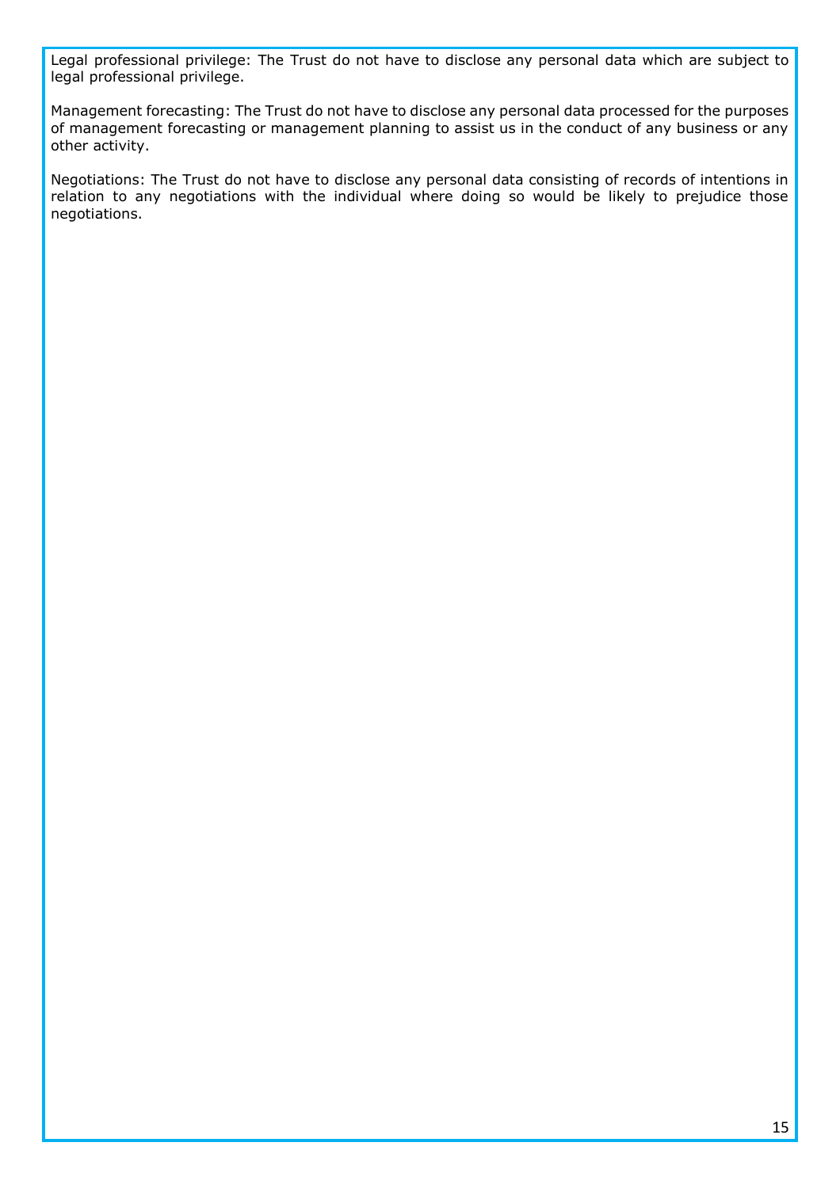Legal professional privilege: The Trust do not have to disclose any personal data which are subject to legal professional privilege.

Management forecasting: The Trust do not have to disclose any personal data processed for the purposes of management forecasting or management planning to assist us in the conduct of any business or any other activity.

Negotiations: The Trust do not have to disclose any personal data consisting of records of intentions in relation to any negotiations with the individual where doing so would be likely to prejudice those negotiations.